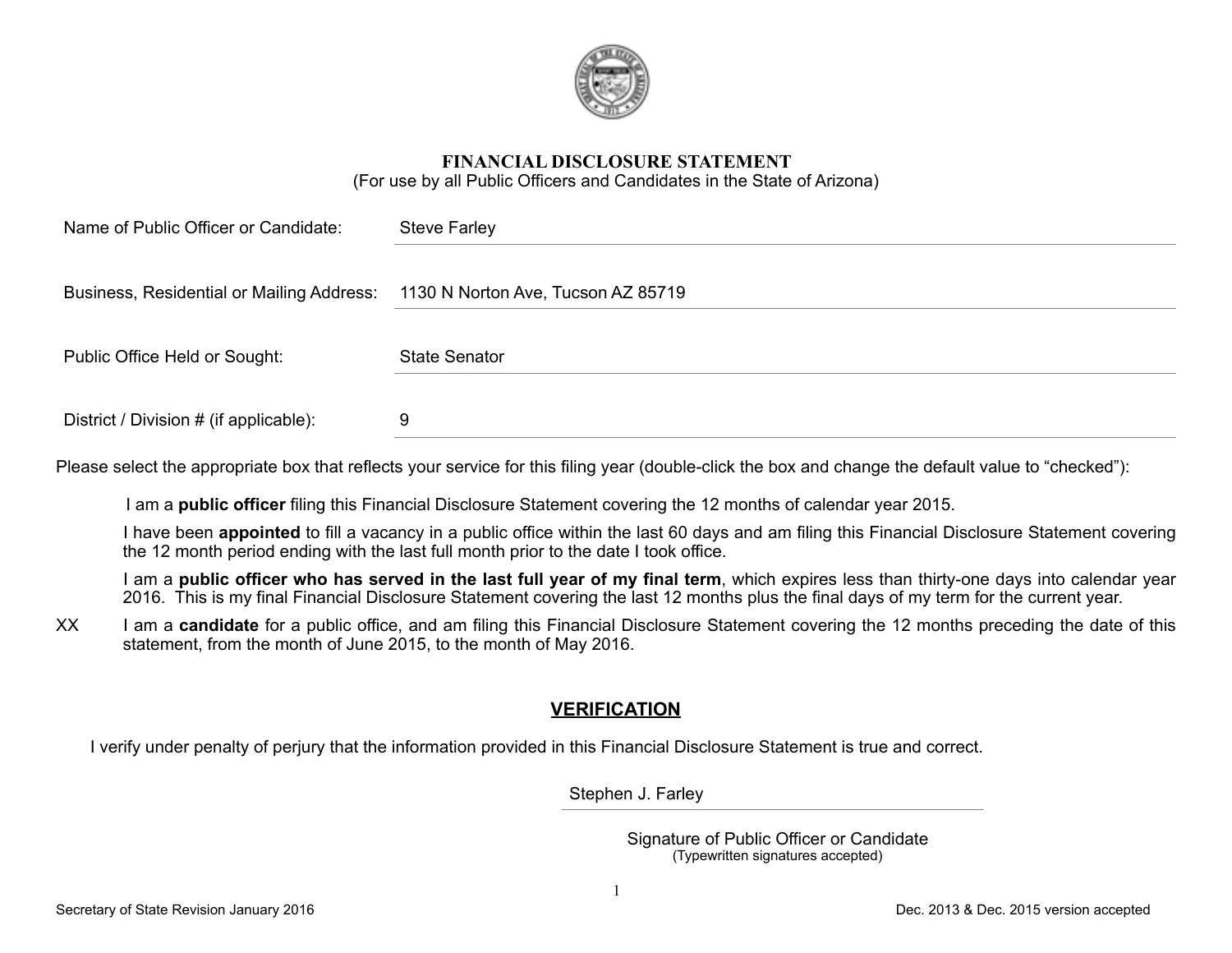# FINANCIAL DISCLOSURE STATEMENT

(For use by all Public Officers and Candidates in the State of Arizona)

Name of Public Officer or Candidate: Steve Farley

Business, Residential or Mailing Address: 1130 N Norton Ave, Tucson AZ 85719

Public Office Held or Sought: State Senator

District / Division # (if applicable): 9

Please select the appropriate box that reflects your service for this filing year (double-click the box and change the default value to "checked"):

I am a **public officer** filing this Financial Disclosure Statement covering the 12 months of calendar year 2015.

I have been **appointed** to fill a vacancy in a public office within the last 60 days and am filing this Financial Disclosure Statement covering the 12 month period ending with the last full month prior to the date I took office.

I am a **public officer who has served in the last full year of my final term**, which expires less than thirty-one days into calendar year 2016. This is my final Financial Disclosure Statement covering the last 12 months plus the final days of my term for the current year.

XX I am a **candidate** for a public office, and am filing this Financial Disclosure Statement covering the 12 months preceding the date of this statement, from the month of June 2015, to the month of May 2016.

## VERIFICATION

I verify under penalty of perjury that the information provided in this Financial Disclosure Statement is true and correct.

Stephen J. Farley

Signature of Public Officer or Candidate
(Typewritten signatures accepted)

Secretary of State Revision January 2016 — Dec. 2013 & Dec. 2015 version accepted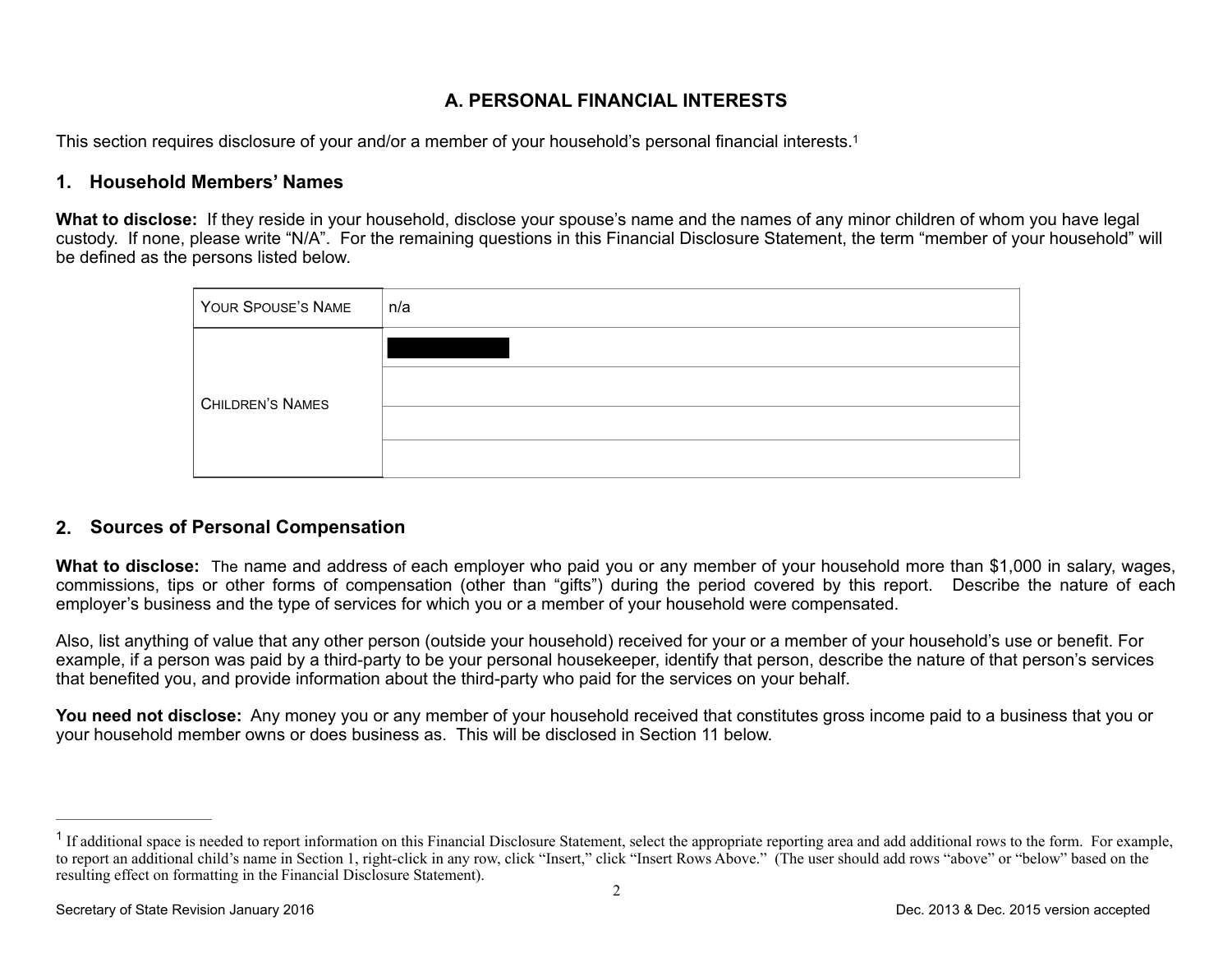## A. PERSONAL FINANCIAL INTERESTS

This section requires disclosure of your and/or a member of your household's personal financial interests.[1]

### 1. Household Members' Names

**What to disclose:** If they reside in your household, disclose your spouse's name and the names of any minor children of whom you have legal custody. If none, please write "N/A". For the remaining questions in this Financial Disclosure Statement, the term "member of your household" will be defined as the persons listed below.

| YOUR SPOUSE'S NAME | n/a |
|---|---|
| CHILDREN'S NAMES | [REDACTED] |
| | |
| | |
| | |

### 2. Sources of Personal Compensation

**What to disclose:** The name and address of each employer who paid you or any member of your household more than $1,000 in salary, wages, commissions, tips or other forms of compensation (other than "gifts") during the period covered by this report. Describe the nature of each employer's business and the type of services for which you or a member of your household were compensated.

Also, list anything of value that any other person (outside your household) received for your or a member of your household's use or benefit. For example, if a person was paid by a third-party to be your personal housekeeper, identify that person, describe the nature of that person's services that benefited you, and provide information about the third-party who paid for the services on your behalf.

**You need not disclose:** Any money you or any member of your household received that constitutes gross income paid to a business that you or your household member owns or does business as. This will be disclosed in Section 11 below.

---

[1] If additional space is needed to report information on this Financial Disclosure Statement, select the appropriate reporting area and add additional rows to the form. For example, to report an additional child's name in Section 1, right-click in any row, click "Insert," click "Insert Rows Above." (The user should add rows "above" or "below" based on the resulting effect on formatting in the Financial Disclosure Statement).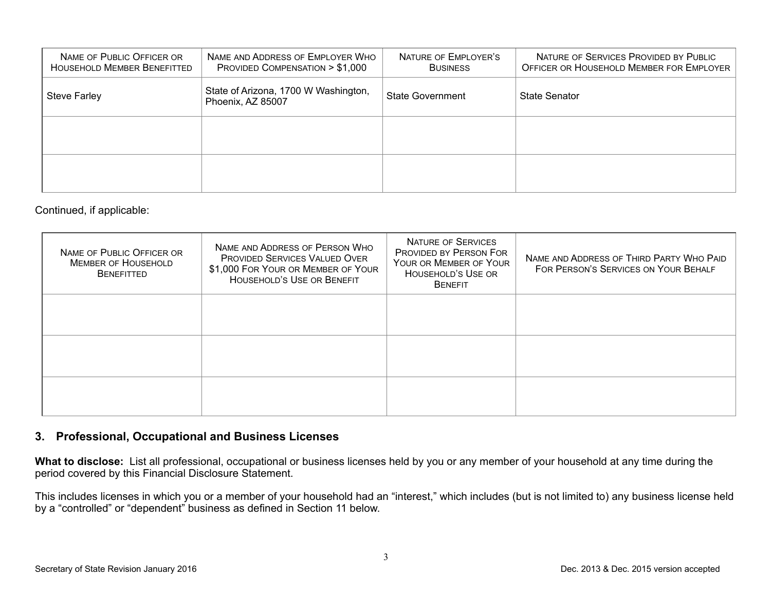| Name of Public Officer or Household Member Benefitted | Name and Address of Employer Who Provided Compensation > $1,000 | Nature of Employer's Business | Nature of Services Provided by Public Officer or Household Member for Employer |
|---|---|---|---|
| Steve Farley | State of Arizona, 1700 W Washington, Phoenix, AZ 85007 | State Government | State Senator |
| | | | |
| | | | |

Continued, if applicable:

| Name of Public Officer or Member of Household Benefitted | Name and Address of Person Who Provided Services Valued Over $1,000 For Your or Member of Your Household's Use or Benefit | Nature of Services Provided by Person For Your or Member of Your Household's Use or Benefit | Name and Address of Third Party Who Paid For Person's Services on Your Behalf |
|---|---|---|---|
| | | | |
| | | | |
| | | | |

## 3. Professional, Occupational and Business Licenses

**What to disclose:** List all professional, occupational or business licenses held by you or any member of your household at any time during the period covered by this Financial Disclosure Statement.

This includes licenses in which you or a member of your household had an "interest," which includes (but is not limited to) any business license held by a "controlled" or "dependent" business as defined in Section 11 below.

Secretary of State Revision January 2016

Dec. 2013 & Dec. 2015 version accepted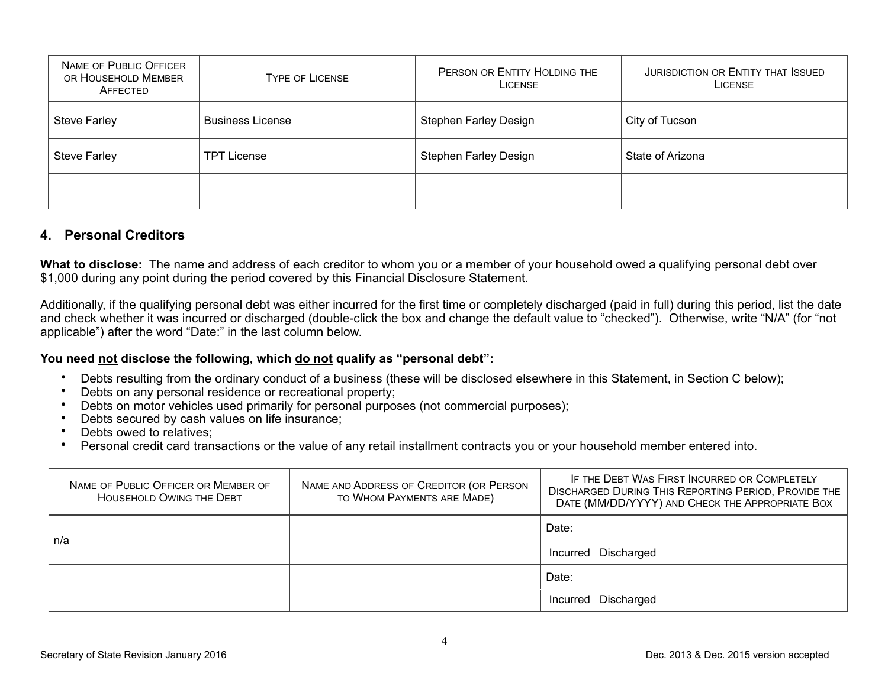| Name of Public Officer or Household Member Affected | Type of License | Person or Entity Holding the License | Jurisdiction or Entity that Issued License |
| --- | --- | --- | --- |
| Steve Farley | Business License | Stephen Farley Design | City of Tucson |
| Steve Farley | TPT License | Stephen Farley Design | State of Arizona |
| | | | |

## 4. Personal Creditors

**What to disclose:** The name and address of each creditor to whom you or a member of your household owed a qualifying personal debt over $1,000 during any point during the period covered by this Financial Disclosure Statement.

Additionally, if the qualifying personal debt was either incurred for the first time or completely discharged (paid in full) during this period, list the date and check whether it was incurred or discharged (double-click the box and change the default value to "checked"). Otherwise, write "N/A" (for "not applicable") after the word "Date:" in the last column below.

**You need not disclose the following, which do not qualify as "personal debt":**

- Debts resulting from the ordinary conduct of a business (these will be disclosed elsewhere in this Statement, in Section C below);
- Debts on any personal residence or recreational property;
- Debts on motor vehicles used primarily for personal purposes (not commercial purposes);
- Debts secured by cash values on life insurance;
- Debts owed to relatives;
- Personal credit card transactions or the value of any retail installment contracts you or your household member entered into.

| Name of Public Officer or Member of Household Owing the Debt | Name and Address of Creditor (or Person to Whom Payments are Made) | If the Debt Was First Incurred or Completely Discharged During This Reporting Period, Provide the Date (MM/DD/YYYY) and Check the Appropriate Box |
| --- | --- | --- |
| n/a | | Date: <br> Incurred Discharged |
| | | Date: <br> Incurred Discharged |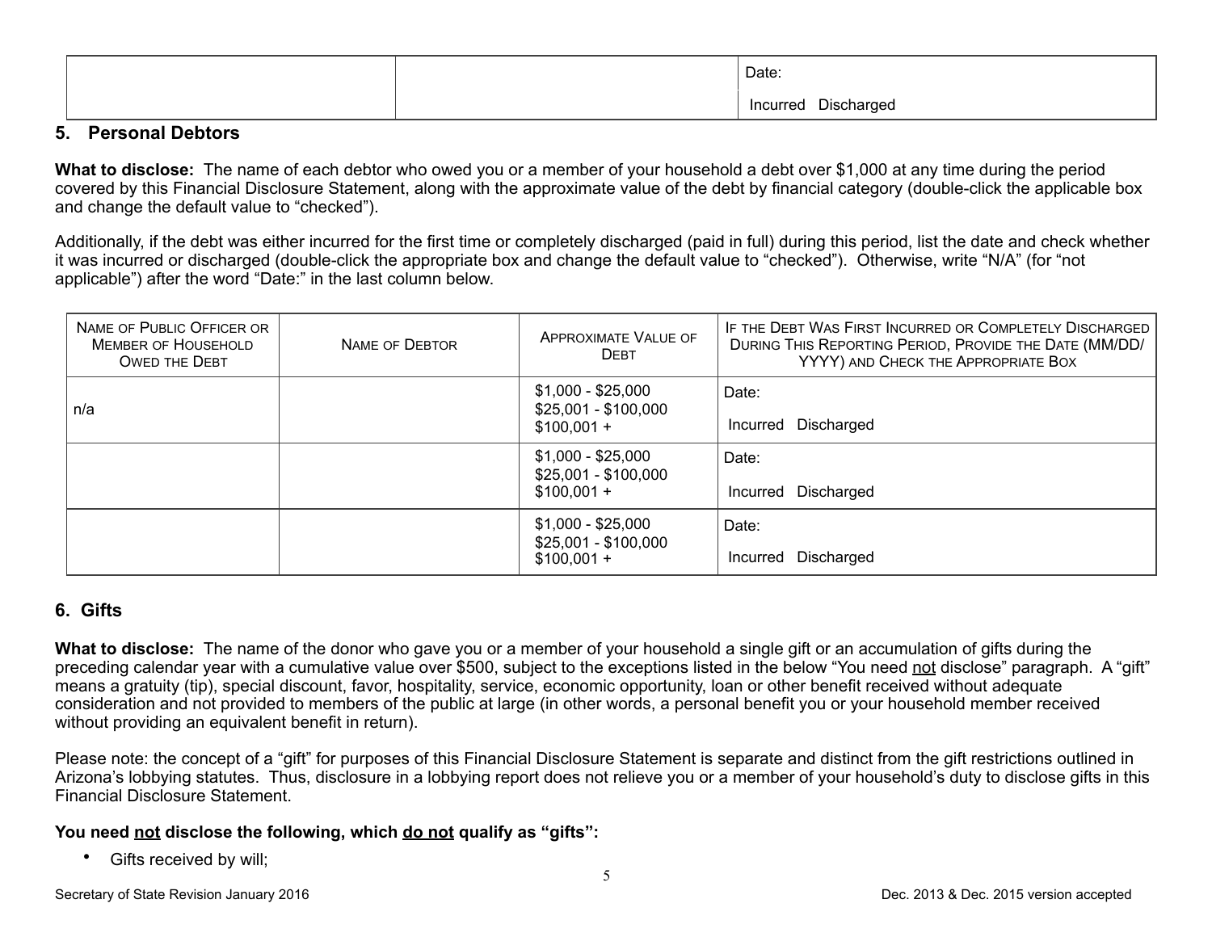| | | Date: <br> Incurred Discharged |
|---|---|---|

## 5. Personal Debtors

**What to disclose:** The name of each debtor who owed you or a member of your household a debt over $1,000 at any time during the period covered by this Financial Disclosure Statement, along with the approximate value of the debt by financial category (double-click the applicable box and change the default value to "checked").

Additionally, if the debt was either incurred for the first time or completely discharged (paid in full) during this period, list the date and check whether it was incurred or discharged (double-click the appropriate box and change the default value to "checked"). Otherwise, write "N/A" (for "not applicable") after the word "Date:" in the last column below.

| Name of Public Officer or Member of Household Owed the Debt | Name of Debtor | Approximate Value of Debt | If the Debt Was First Incurred or Completely Discharged During This Reporting Period, Provide the Date (MM/DD/YYYY) and Check the Appropriate Box |
|---|---|---|---|
| n/a | | $1,000 - $25,000 <br> $25,001 - $100,000 <br> $100,001 + | Date: <br> Incurred Discharged |
| | | $1,000 - $25,000 <br> $25,001 - $100,000 <br> $100,001 + | Date: <br> Incurred Discharged |
| | | $1,000 - $25,000 <br> $25,001 - $100,000 <br> $100,001 + | Date: <br> Incurred Discharged |

## 6. Gifts

**What to disclose:** The name of the donor who gave you or a member of your household a single gift or an accumulation of gifts during the preceding calendar year with a cumulative value over $500, subject to the exceptions listed in the below "You need not disclose" paragraph. A "gift" means a gratuity (tip), special discount, favor, hospitality, service, economic opportunity, loan or other benefit received without adequate consideration and not provided to members of the public at large (in other words, a personal benefit you or your household member received without providing an equivalent benefit in return).

Please note: the concept of a "gift" for purposes of this Financial Disclosure Statement is separate and distinct from the gift restrictions outlined in Arizona's lobbying statutes. Thus, disclosure in a lobbying report does not relieve you or a member of your household's duty to disclose gifts in this Financial Disclosure Statement.

**You need not disclose the following, which do not qualify as "gifts":**

- Gifts received by will;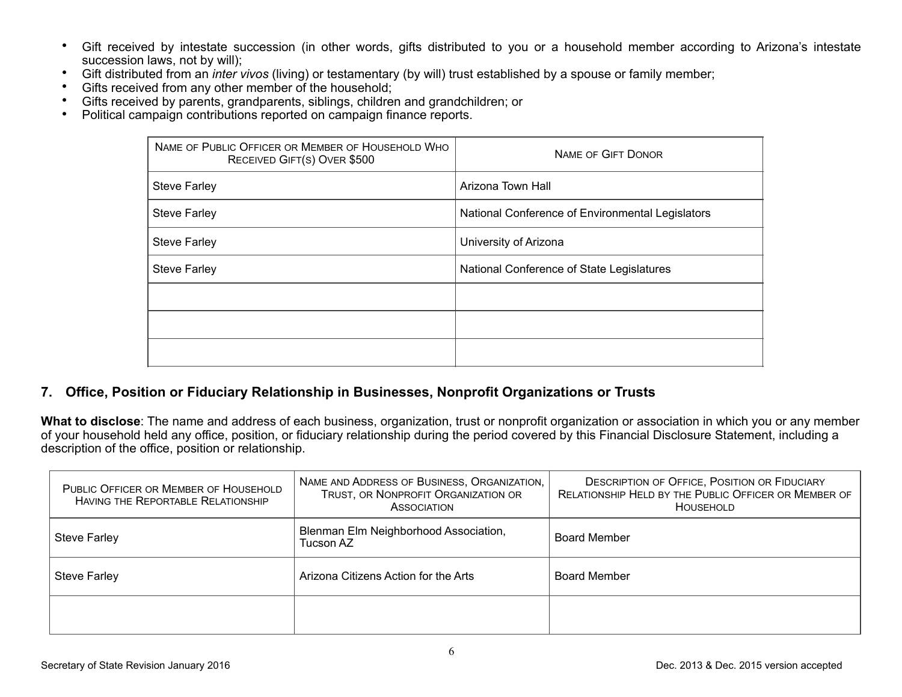- Gift received by intestate succession (in other words, gifts distributed to you or a household member according to Arizona's intestate succession laws, not by will);
- Gift distributed from an *inter vivos* (living) or testamentary (by will) trust established by a spouse or family member;
- Gifts received from any other member of the household;
- Gifts received by parents, grandparents, siblings, children and grandchildren; or
- Political campaign contributions reported on campaign finance reports.

| Name of Public Officer or Member of Household Who Received Gift(s) Over $500 | Name of Gift Donor |
|---|---|
| Steve Farley | Arizona Town Hall |
| Steve Farley | National Conference of Environmental Legislators |
| Steve Farley | University of Arizona |
| Steve Farley | National Conference of State Legislatures |
| | |
| | |
| | |

## 7. Office, Position or Fiduciary Relationship in Businesses, Nonprofit Organizations or Trusts

**What to disclose**: The name and address of each business, organization, trust or nonprofit organization or association in which you or any member of your household held any office, position, or fiduciary relationship during the period covered by this Financial Disclosure Statement, including a description of the office, position or relationship.

| Public Officer or Member of Household Having the Reportable Relationship | Name and Address of Business, Organization, Trust, or Nonprofit Organization or Association | Description of Office, Position or Fiduciary Relationship Held by the Public Officer or Member of Household |
|---|---|---|
| Steve Farley | Blenman Elm Neighborhood Association, Tucson AZ | Board Member |
| Steve Farley | Arizona Citizens Action for the Arts | Board Member |
| | | |

Secretary of State Revision January 2016 Dec. 2013 & Dec. 2015 version accepted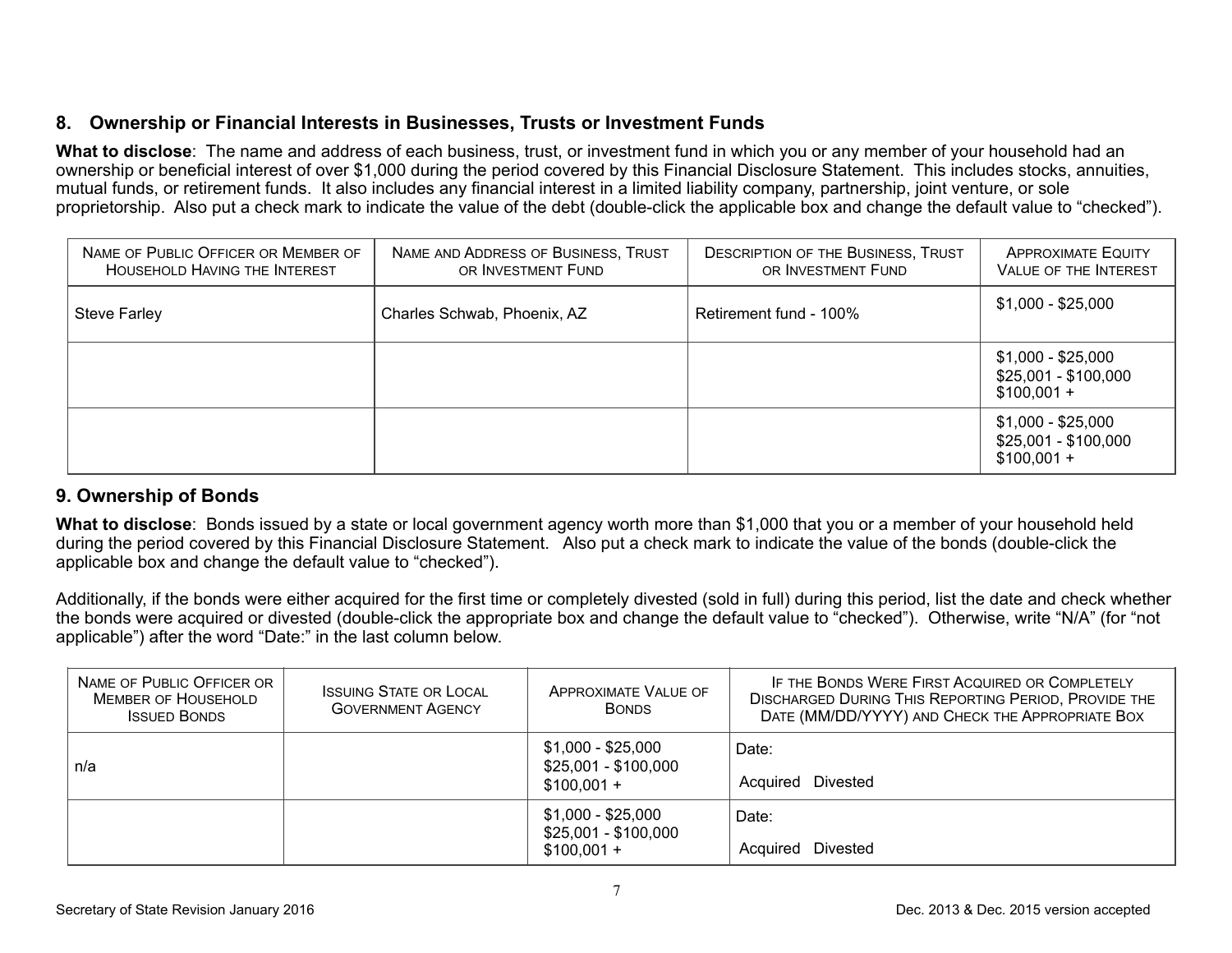## 8. Ownership or Financial Interests in Businesses, Trusts or Investment Funds

**What to disclose**: The name and address of each business, trust, or investment fund in which you or any member of your household had an ownership or beneficial interest of over $1,000 during the period covered by this Financial Disclosure Statement. This includes stocks, annuities, mutual funds, or retirement funds. It also includes any financial interest in a limited liability company, partnership, joint venture, or sole proprietorship. Also put a check mark to indicate the value of the debt (double-click the applicable box and change the default value to "checked").

| Name of Public Officer or Member of Household Having the Interest | Name and Address of Business, Trust or Investment Fund | Description of the Business, Trust or Investment Fund | Approximate Equity Value of the Interest |
|---|---|---|---|
| Steve Farley | Charles Schwab, Phoenix, AZ | Retirement fund - 100% | $1,000 - $25,000 |
| | | | $1,000 - $25,000<br>$25,001 - $100,000<br>$100,001 + |
| | | | $1,000 - $25,000<br>$25,001 - $100,000<br>$100,001 + |

## 9. Ownership of Bonds

**What to disclose**: Bonds issued by a state or local government agency worth more than $1,000 that you or a member of your household held during the period covered by this Financial Disclosure Statement. Also put a check mark to indicate the value of the bonds (double-click the applicable box and change the default value to "checked").

Additionally, if the bonds were either acquired for the first time or completely divested (sold in full) during this period, list the date and check whether the bonds were acquired or divested (double-click the appropriate box and change the default value to "checked"). Otherwise, write "N/A" (for "not applicable") after the word "Date:" in the last column below.

| Name of Public Officer or Member of Household Issued Bonds | Issuing State or Local Government Agency | Approximate Value of Bonds | If the Bonds Were First Acquired or Completely Discharged During This Reporting Period, Provide the Date (MM/DD/YYYY) and Check the Appropriate Box |
|---|---|---|---|
| n/a | | $1,000 - $25,000<br>$25,001 - $100,000<br>$100,001 + | Date:<br>Acquired Divested |
| | | $1,000 - $25,000<br>$25,001 - $100,000<br>$100,001 + | Date:<br>Acquired Divested |

Secretary of State Revision January 2016 | Dec. 2013 & Dec. 2015 version accepted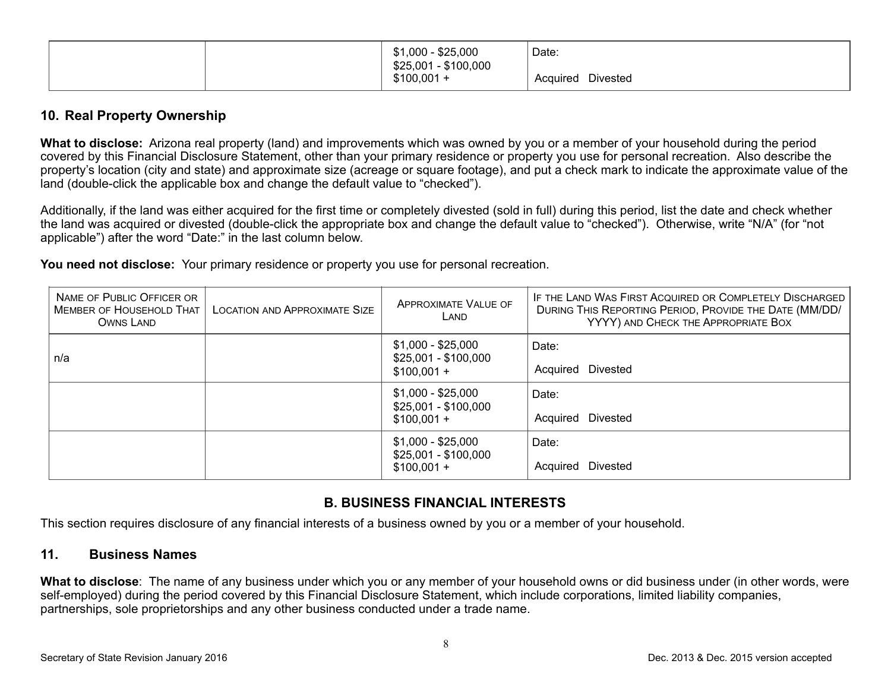| | | $1,000 - $25,000<br>$25,001 - $100,000<br>$100,001 + | Date:<br><br>Acquired Divested |
|---|---|---|---|

## 10. Real Property Ownership

**What to disclose:** Arizona real property (land) and improvements which was owned by you or a member of your household during the period covered by this Financial Disclosure Statement, other than your primary residence or property you use for personal recreation. Also describe the property's location (city and state) and approximate size (acreage or square footage), and put a check mark to indicate the approximate value of the land (double-click the applicable box and change the default value to "checked").

Additionally, if the land was either acquired for the first time or completely divested (sold in full) during this period, list the date and check whether the land was acquired or divested (double-click the appropriate box and change the default value to "checked"). Otherwise, write "N/A" (for "not applicable") after the word "Date:" in the last column below.

**You need not disclose:** Your primary residence or property you use for personal recreation.

| Name of Public Officer or Member of Household That Owns Land | Location and Approximate Size | Approximate Value of Land | If the Land Was First Acquired or Completely Discharged During This Reporting Period, Provide the Date (MM/DD/YYYY) and Check the Appropriate Box |
|---|---|---|---|
| n/a | | $1,000 - $25,000<br>$25,001 - $100,000<br>$100,001 + | Date:<br><br>Acquired Divested |
| | | $1,000 - $25,000<br>$25,001 - $100,000<br>$100,001 + | Date:<br><br>Acquired Divested |
| | | $1,000 - $25,000<br>$25,001 - $100,000<br>$100,001 + | Date:<br><br>Acquired Divested |

# B. BUSINESS FINANCIAL INTERESTS

This section requires disclosure of any financial interests of a business owned by you or a member of your household.

## 11. Business Names

**What to disclose**: The name of any business under which you or any member of your household owns or did business under (in other words, were self-employed) during the period covered by this Financial Disclosure Statement, which include corporations, limited liability companies, partnerships, sole proprietorships and any other business conducted under a trade name.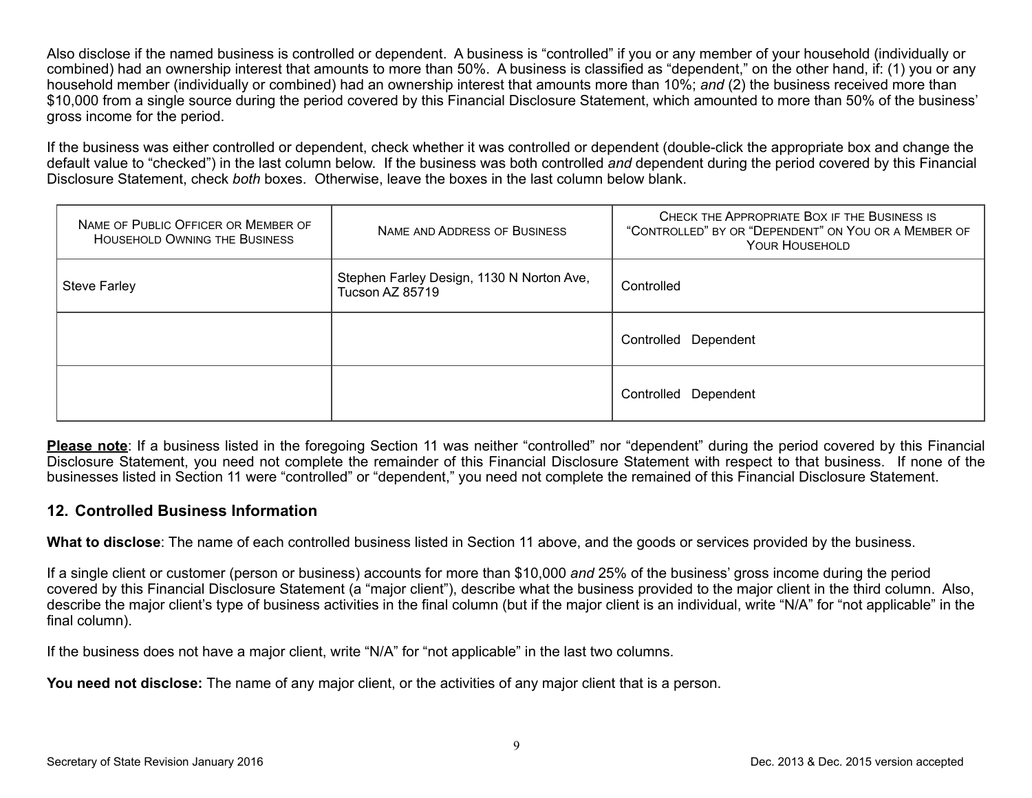Also disclose if the named business is controlled or dependent. A business is "controlled" if you or any member of your household (individually or combined) had an ownership interest that amounts to more than 50%. A business is classified as "dependent," on the other hand, if: (1) you or any household member (individually or combined) had an ownership interest that amounts more than 10%; *and* (2) the business received more than $10,000 from a single source during the period covered by this Financial Disclosure Statement, which amounted to more than 50% of the business' gross income for the period.

If the business was either controlled or dependent, check whether it was controlled or dependent (double-click the appropriate box and change the default value to "checked") in the last column below. If the business was both controlled *and* dependent during the period covered by this Financial Disclosure Statement, check *both* boxes. Otherwise, leave the boxes in the last column below blank.

| Name of Public Officer or Member of Household Owning the Business | Name and Address of Business | Check the Appropriate Box if the Business is "Controlled" by or "Dependent" on You or a Member of Your Household |
|---|---|---|
| Steve Farley | Stephen Farley Design, 1130 N Norton Ave, Tucson AZ 85719 | Controlled |
| | | Controlled Dependent |
| | | Controlled Dependent |

**Please note**: If a business listed in the foregoing Section 11 was neither "controlled" nor "dependent" during the period covered by this Financial Disclosure Statement, you need not complete the remainder of this Financial Disclosure Statement with respect to that business. If none of the businesses listed in Section 11 were "controlled" or "dependent," you need not complete the remained of this Financial Disclosure Statement.

## 12. Controlled Business Information

**What to disclose**: The name of each controlled business listed in Section 11 above, and the goods or services provided by the business.

If a single client or customer (person or business) accounts for more than $10,000 *and* 25% of the business' gross income during the period covered by this Financial Disclosure Statement (a "major client"), describe what the business provided to the major client in the third column. Also, describe the major client's type of business activities in the final column (but if the major client is an individual, write "N/A" for "not applicable" in the final column).

If the business does not have a major client, write "N/A" for "not applicable" in the last two columns.

**You need not disclose:** The name of any major client, or the activities of any major client that is a person.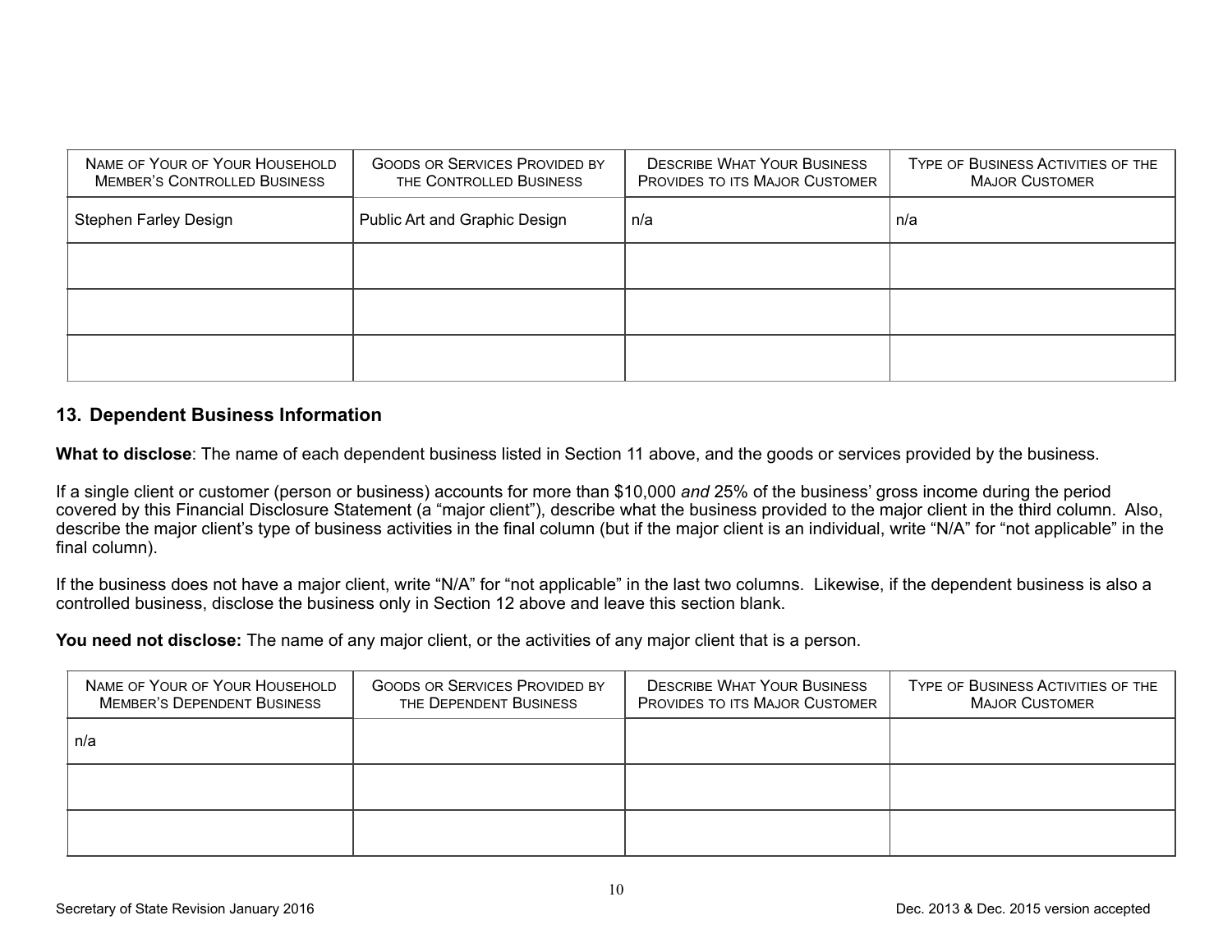| Name of Your of Your Household Member's Controlled Business | Goods or Services Provided by the Controlled Business | Describe What Your Business Provides to its Major Customer | Type of Business Activities of the Major Customer |
|---|---|---|---|
| Stephen Farley Design | Public Art and Graphic Design | n/a | n/a |
| | | | |
| | | | |
| | | | |

## 13. Dependent Business Information

**What to disclose**: The name of each dependent business listed in Section 11 above, and the goods or services provided by the business.

If a single client or customer (person or business) accounts for more than $10,000 *and* 25% of the business' gross income during the period covered by this Financial Disclosure Statement (a "major client"), describe what the business provided to the major client in the third column. Also, describe the major client's type of business activities in the final column (but if the major client is an individual, write "N/A" for "not applicable" in the final column).

If the business does not have a major client, write "N/A" for "not applicable" in the last two columns. Likewise, if the dependent business is also a controlled business, disclose the business only in Section 12 above and leave this section blank.

**You need not disclose:** The name of any major client, or the activities of any major client that is a person.

| Name of Your of Your Household Member's Dependent Business | Goods or Services Provided by the Dependent Business | Describe What Your Business Provides to its Major Customer | Type of Business Activities of the Major Customer |
|---|---|---|---|
| n/a | | | |
| | | | |
| | | | |

Secretary of State Revision January 2016

Dec. 2013 & Dec. 2015 version accepted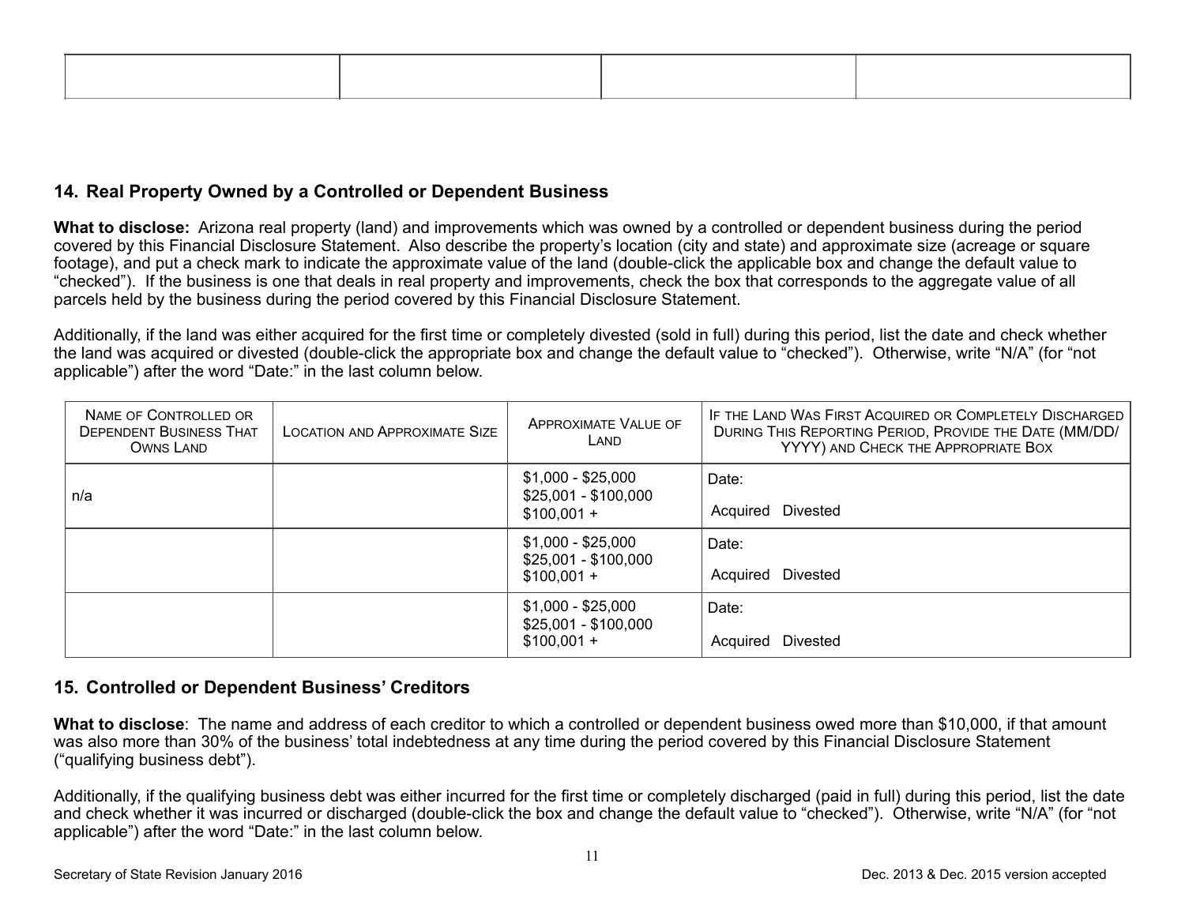| | | | |
|---|---|---|---|
| | | | |

## 14. Real Property Owned by a Controlled or Dependent Business

**What to disclose:** Arizona real property (land) and improvements which was owned by a controlled or dependent business during the period covered by this Financial Disclosure Statement. Also describe the property's location (city and state) and approximate size (acreage or square footage), and put a check mark to indicate the approximate value of the land (double-click the applicable box and change the default value to "checked"). If the business is one that deals in real property and improvements, check the box that corresponds to the aggregate value of all parcels held by the business during the period covered by this Financial Disclosure Statement.

Additionally, if the land was either acquired for the first time or completely divested (sold in full) during this period, list the date and check whether the land was acquired or divested (double-click the appropriate box and change the default value to "checked"). Otherwise, write "N/A" (for "not applicable") after the word "Date:" in the last column below.

| Name of Controlled or Dependent Business That Owns Land | Location and Approximate Size | Approximate Value of Land | If the Land Was First Acquired or Completely Discharged During This Reporting Period, Provide the Date (MM/DD/YYYY) and Check the Appropriate Box |
|---|---|---|---|
| n/a | | $1,000 - $25,000<br>$25,001 - $100,000<br>$100,001 + | Date:<br>Acquired Divested |
| | | $1,000 - $25,000<br>$25,001 - $100,000<br>$100,001 + | Date:<br>Acquired Divested |
| | | $1,000 - $25,000<br>$25,001 - $100,000<br>$100,001 + | Date:<br>Acquired Divested |

## 15. Controlled or Dependent Business' Creditors

**What to disclose**: The name and address of each creditor to which a controlled or dependent business owed more than $10,000, if that amount was also more than 30% of the business' total indebtedness at any time during the period covered by this Financial Disclosure Statement ("qualifying business debt").

Additionally, if the qualifying business debt was either incurred for the first time or completely discharged (paid in full) during this period, list the date and check whether it was incurred or discharged (double-click the box and change the default value to "checked"). Otherwise, write "N/A" (for "not applicable") after the word "Date:" in the last column below.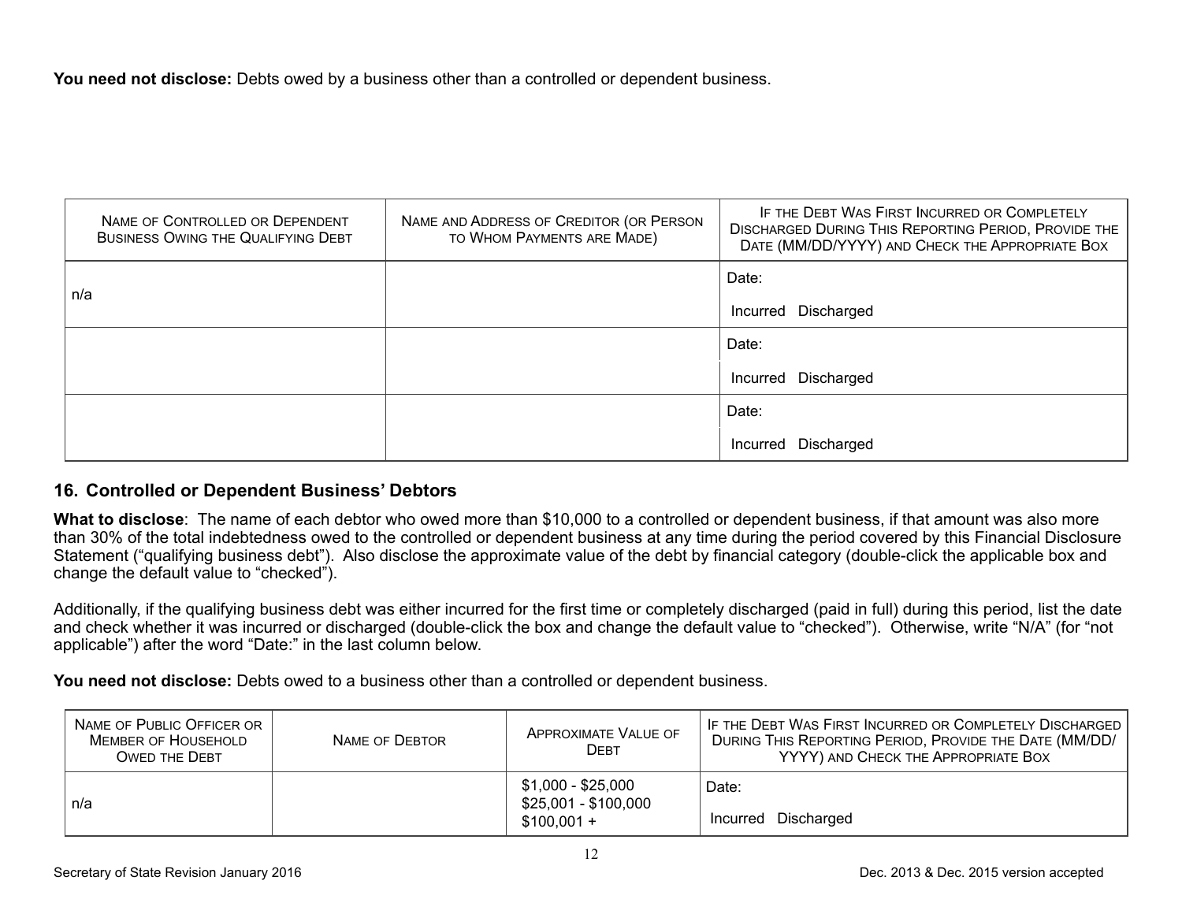**You need not disclose:** Debts owed by a business other than a controlled or dependent business.

| Name of Controlled or Dependent Business Owing the Qualifying Debt | Name and Address of Creditor (or Person to Whom Payments are Made) | If the Debt Was First Incurred or Completely Discharged During This Reporting Period, Provide the Date (MM/DD/YYYY) and Check the Appropriate Box |
|---|---|---|
| n/a | | Date: Incurred Discharged |
| | | Date: Incurred Discharged |
| | | Date: Incurred Discharged |

## 16. Controlled or Dependent Business' Debtors

**What to disclose**: The name of each debtor who owed more than $10,000 to a controlled or dependent business, if that amount was also more than 30% of the total indebtedness owed to the controlled or dependent business at any time during the period covered by this Financial Disclosure Statement ("qualifying business debt"). Also disclose the approximate value of the debt by financial category (double-click the applicable box and change the default value to "checked").

Additionally, if the qualifying business debt was either incurred for the first time or completely discharged (paid in full) during this period, list the date and check whether it was incurred or discharged (double-click the box and change the default value to "checked"). Otherwise, write "N/A" (for "not applicable") after the word "Date:" in the last column below.

**You need not disclose:** Debts owed to a business other than a controlled or dependent business.

| Name of Public Officer or Member of Household Owed the Debt | Name of Debtor | Approximate Value of Debt | If the Debt Was First Incurred or Completely Discharged During This Reporting Period, Provide the Date (MM/DD/YYYY) and Check the Appropriate Box |
|---|---|---|---|
| n/a | | $1,000 - $25,000<br>$25,001 - $100,000<br>$100,001 + | Date: Incurred Discharged |

Secretary of State Revision January 2016

Dec. 2013 & Dec. 2015 version accepted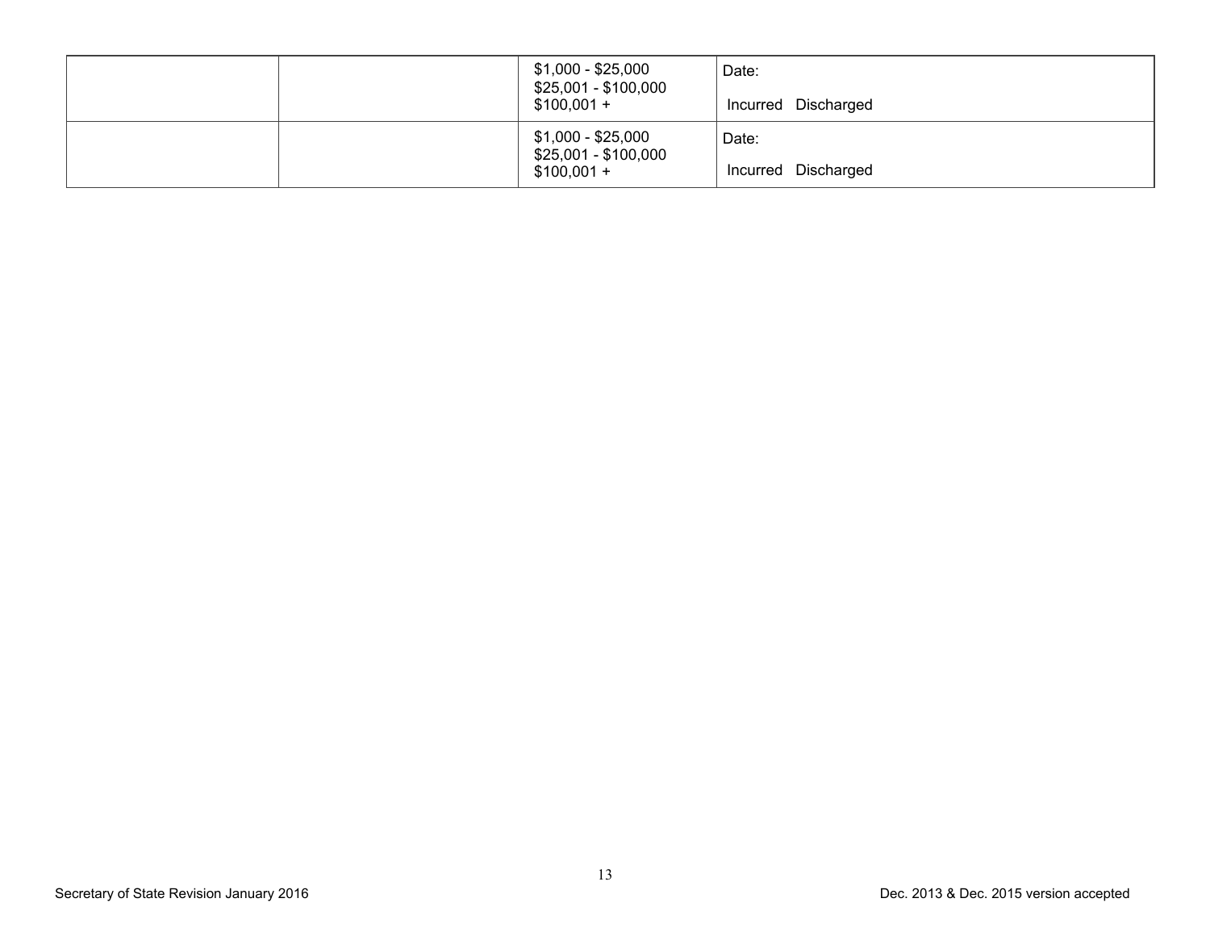| | | | |
|---|---|---|---|
| | | $1,000 - $25,000<br>$25,001 - $100,000<br>$100,001 + | Date:<br><br>Incurred Discharged |
| | | $1,000 - $25,000<br>$25,001 - $100,000<br>$100,001 + | Date:<br><br>Incurred Discharged |

Secretary of State Revision January 2016

Dec. 2013 & Dec. 2015 version accepted